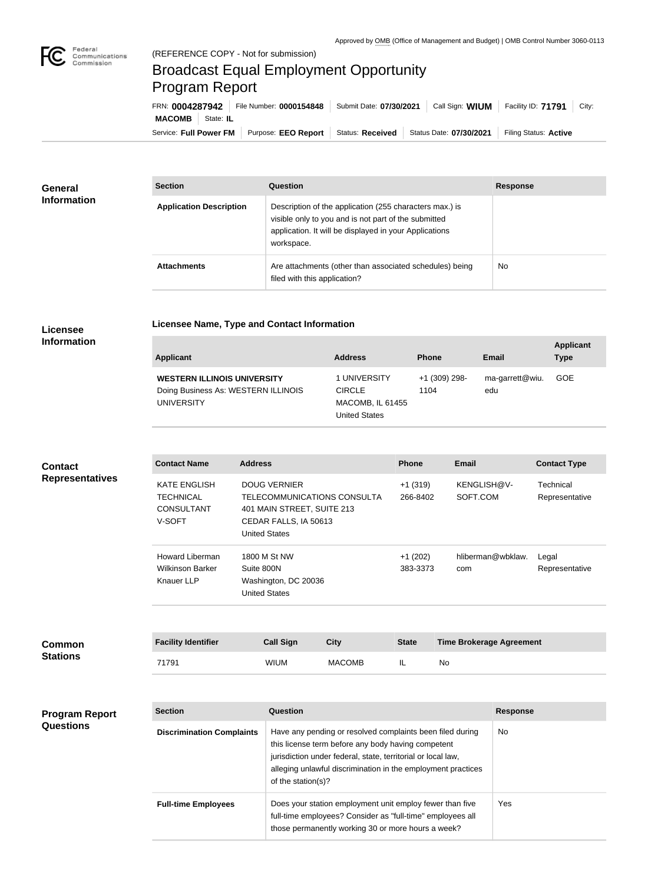Approved by OMB (Office of Management and Budget) | OMB Control Number 3060-0113

(REFERENCE COPY - Not for submission)

# Broadcast Equal Employment Opportunity Program Report

FRN: **0004287942** | File Number: **0000154848** | Submit Date: **07/30/2021** | Call Sign: **WIUM** | Facility ID: **71791** | City: **MACOMB** | State: **IL**

Service: **Full Power FM** | Purpose: **EEO Report** | Status: **Received** | Status Date: **07/30/2021** | Filing Status: **Active**

## General Information

| Section | Question | Response |
|---|---|---|
| **Application Description** | Description of the application (255 characters max.) is visible only to you and is not part of the submitted application. It will be displayed in your Applications workspace. | |
| **Attachments** | Are attachments (other than associated schedules) being filed with this application? | No |

## Licensee Information

### Licensee Name, Type and Contact Information

| Applicant | Address | Phone | Email | Applicant Type |
|---|---|---|---|---|
| **WESTERN ILLINOIS UNIVERSITY** Doing Business As: WESTERN ILLINOIS UNIVERSITY | 1 UNIVERSITY CIRCLE MACOMB, IL 61455 United States | +1 (309) 298-1104 | ma-garrett@wiu.edu | GOE |

## Contact Representatives

| Contact Name | Address | Phone | Email | Contact Type |
|---|---|---|---|---|
| KATE ENGLISH TECHNICAL CONSULTANT V-SOFT | DOUG VERNIER TELECOMMUNICATIONS CONSULTA 401 MAIN STREET, SUITE 213 CEDAR FALLS, IA 50613 United States | +1 (319) 266-8402 | KENGLISH@V-SOFT.COM | Technical Representative |
| Howard Liberman Wilkinson Barker Knauer LLP | 1800 M St NW Suite 800N Washington, DC 20036 United States | +1 (202) 383-3373 | hliberman@wbklaw.com | Legal Representative |

## Common Stations

| Facility Identifier | Call Sign | City | State | Time Brokerage Agreement |
|---|---|---|---|---|
| 71791 | WIUM | MACOMB | IL | No |

## Program Report Questions

| Section | Question | Response |
|---|---|---|
| **Discrimination Complaints** | Have any pending or resolved complaints been filed during this license term before any body having competent jurisdiction under federal, state, territorial or local law, alleging unlawful discrimination in the employment practices of the station(s)? | No |
| **Full-time Employees** | Does your station employment unit employ fewer than five full-time employees? Consider as "full-time" employees all those permanently working 30 or more hours a week? | Yes |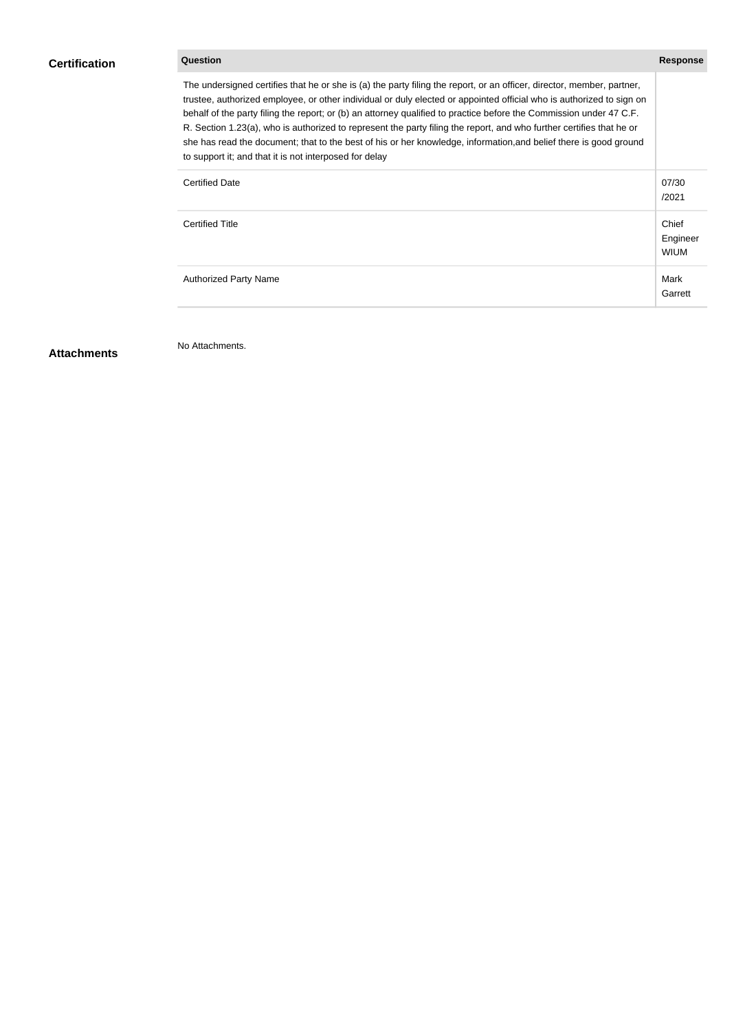## Certification

| Question | Response |
| --- | --- |
| The undersigned certifies that he or she is (a) the party filing the report, or an officer, director, member, partner, trustee, authorized employee, or other individual or duly elected or appointed official who is authorized to sign on behalf of the party filing the report; or (b) an attorney qualified to practice before the Commission under 47 C.F. R. Section 1.23(a), who is authorized to represent the party filing the report, and who further certifies that he or she has read the document; that to the best of his or her knowledge, information,and belief there is good ground to support it; and that it is not interposed for delay | |
| Certified Date | 07/30/2021 |
| Certified Title | Chief Engineer WIUM |
| Authorized Party Name | Mark Garrett |

## Attachments

No Attachments.